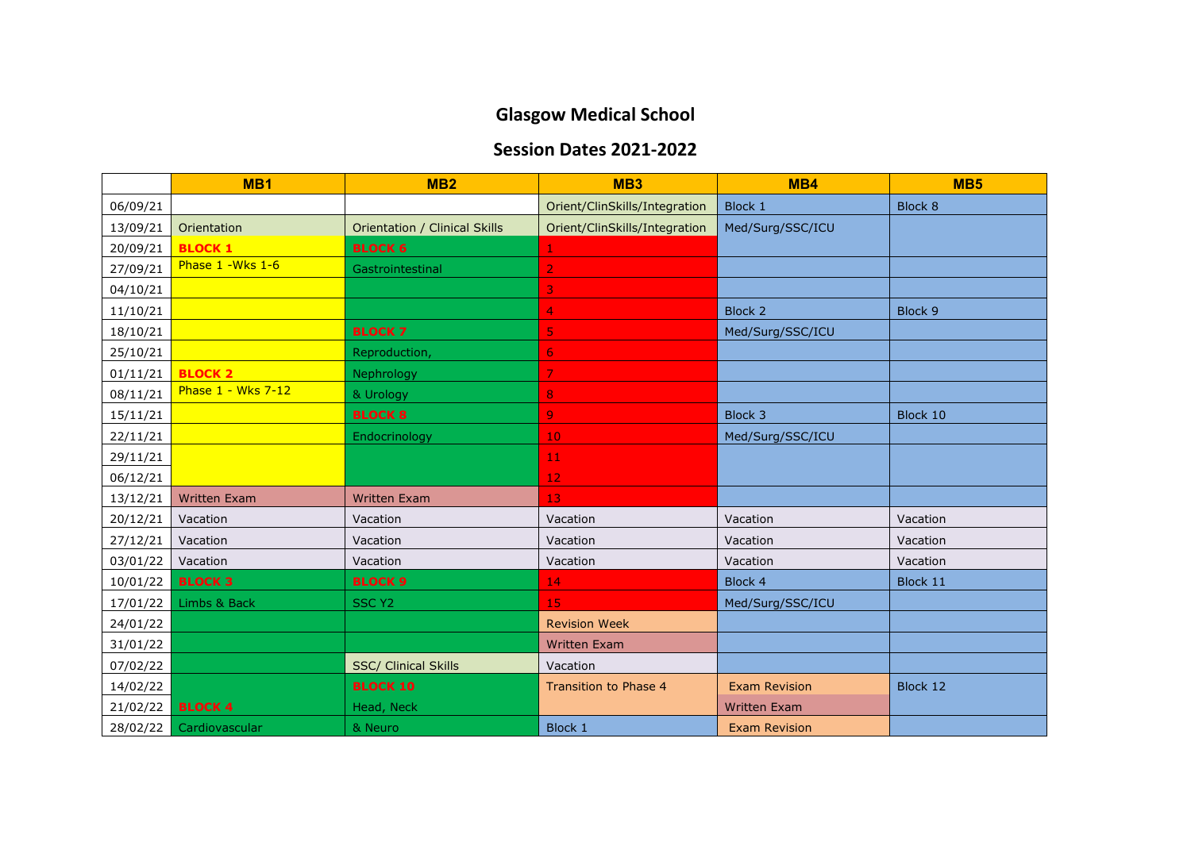# Glasgow Medical School

## Session Dates 2021-2022

| | MB1 | MB2 | MB3 | MB4 | MB5 |
|---|---|---|---|---|---|
| 06/09/21 | | | Orient/ClinSkills/Integration | Block 1 | Block 8 |
| 13/09/21 | Orientation | Orientation / Clinical Skills | Orient/ClinSkills/Integration | Med/Surg/SSC/ICU | |
| 20/09/21 | **BLOCK 1** | **BLOCK 6** | 1 | | |
| 27/09/21 | Phase 1 -Wks 1-6 | Gastrointestinal | 2 | | |
| 04/10/21 | | | 3 | | |
| 11/10/21 | | | 4 | Block 2 | Block 9 |
| 18/10/21 | | **BLOCK 7** | 5 | Med/Surg/SSC/ICU | |
| 25/10/21 | | Reproduction, | 6 | | |
| 01/11/21 | **BLOCK 2** | Nephrology | 7 | | |
| 08/11/21 | Phase 1 - Wks 7-12 | & Urology | 8 | | |
| 15/11/21 | | **BLOCK 8** | 9 | Block 3 | Block 10 |
| 22/11/21 | | Endocrinology | 10 | Med/Surg/SSC/ICU | |
| 29/11/21 | | | 11 | | |
| 06/12/21 | | | 12 | | |
| 13/12/21 | Written Exam | Written Exam | 13 | | |
| 20/12/21 | Vacation | Vacation | Vacation | Vacation | Vacation |
| 27/12/21 | Vacation | Vacation | Vacation | Vacation | Vacation |
| 03/01/22 | Vacation | Vacation | Vacation | Vacation | Vacation |
| 10/01/22 | **BLOCK 3** | **BLOCK 9** | 14 | Block 4 | Block 11 |
| 17/01/22 | Limbs & Back | SSC Y2 | 15 | Med/Surg/SSC/ICU | |
| 24/01/22 | | | Revision Week | | |
| 31/01/22 | | | Written Exam | | |
| 07/02/22 | | SSC/ Clinical Skills | Vacation | | |
| 14/02/22 | | **BLOCK 10** | Transition to Phase 4 | Exam Revision | Block 12 |
| 21/02/22 | **BLOCK 4** | Head, Neck | | Written Exam | |
| 28/02/22 | Cardiovascular | & Neuro | Block 1 | Exam Revision | |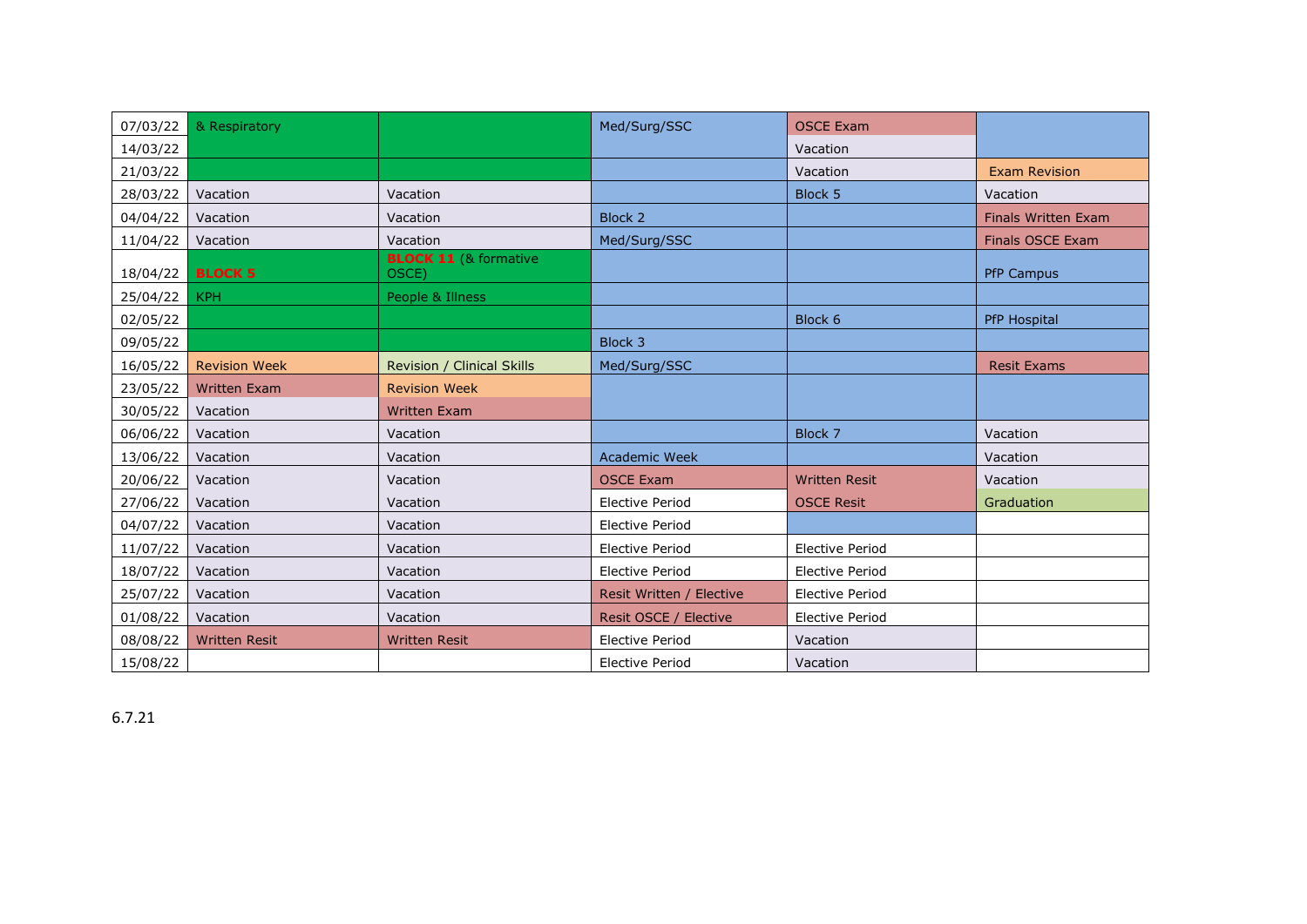| | | | | | |
|---|---|---|---|---|---|
| 07/03/22 | & Respiratory | | Med/Surg/SSC | OSCE Exam | |
| 14/03/22 | | | | Vacation | |
| 21/03/22 | | | | Vacation | Exam Revision |
| 28/03/22 | Vacation | Vacation | | Block 5 | Vacation |
| 04/04/22 | Vacation | Vacation | Block 2 | | Finals Written Exam |
| 11/04/22 | Vacation | Vacation | Med/Surg/SSC | | Finals OSCE Exam |
| 18/04/22 | BLOCK 5 | BLOCK 11 (& formative OSCE) | | | PfP Campus |
| 25/04/22 | KPH | People & Illness | | | |
| 02/05/22 | | | | Block 6 | PfP Hospital |
| 09/05/22 | | | Block 3 | | |
| 16/05/22 | Revision Week | Revision / Clinical Skills | Med/Surg/SSC | | Resit Exams |
| 23/05/22 | Written Exam | Revision Week | | | |
| 30/05/22 | Vacation | Written Exam | | | |
| 06/06/22 | Vacation | Vacation | | Block 7 | Vacation |
| 13/06/22 | Vacation | Vacation | Academic Week | | Vacation |
| 20/06/22 | Vacation | Vacation | OSCE Exam | Written Resit | Vacation |
| 27/06/22 | Vacation | Vacation | Elective Period | OSCE Resit | Graduation |
| 04/07/22 | Vacation | Vacation | Elective Period | | |
| 11/07/22 | Vacation | Vacation | Elective Period | Elective Period | |
| 18/07/22 | Vacation | Vacation | Elective Period | Elective Period | |
| 25/07/22 | Vacation | Vacation | Resit Written / Elective | Elective Period | |
| 01/08/22 | Vacation | Vacation | Resit OSCE / Elective | Elective Period | |
| 08/08/22 | Written Resit | Written Resit | Elective Period | Vacation | |
| 15/08/22 | | | Elective Period | Vacation | |

6.7.21